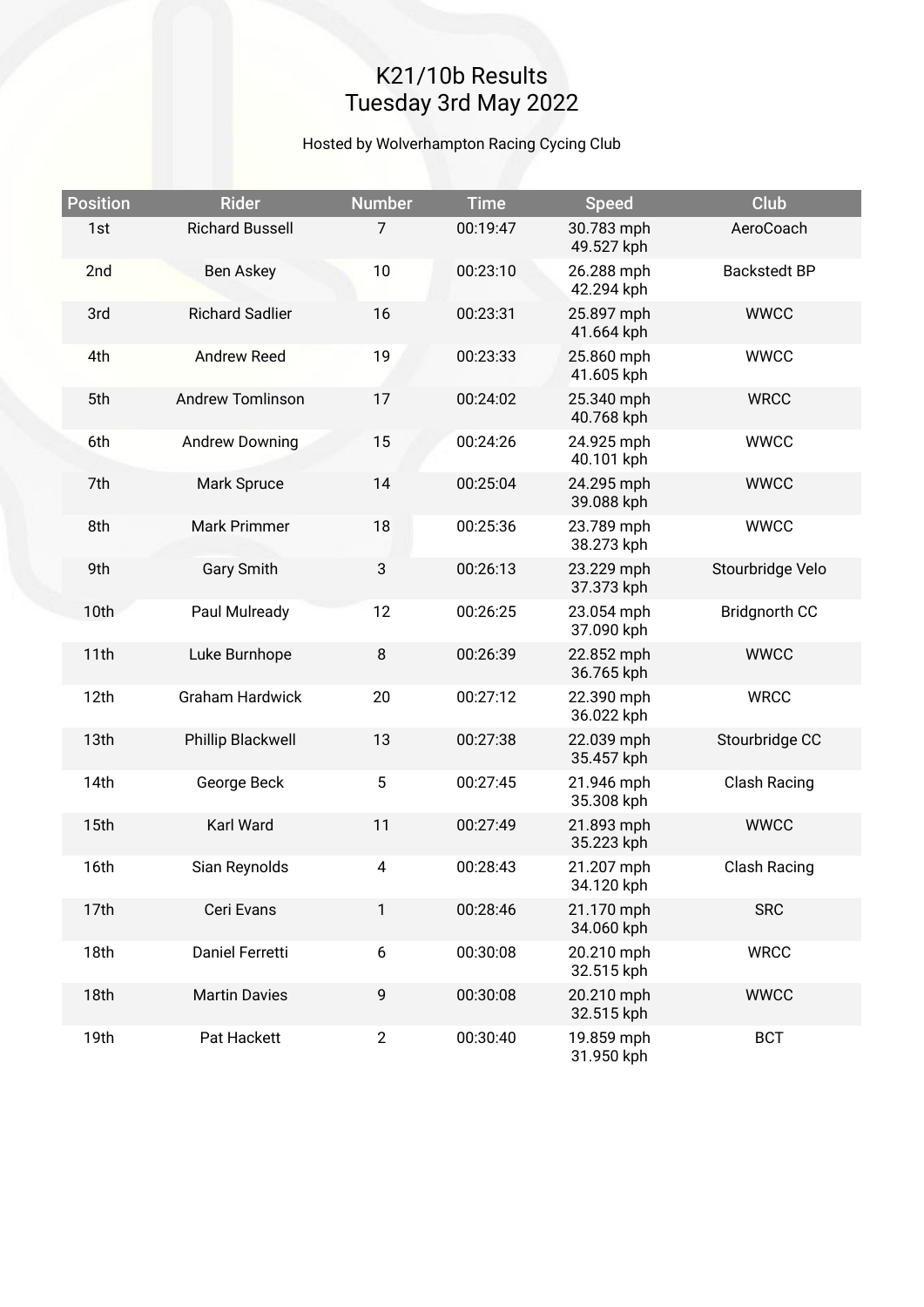# K21/10b Results
# Tuesday 3rd May 2022

Hosted by Wolverhampton Racing Cycing Club

| Position | Rider | Number | Time | Speed | Club |
|---|---|---|---|---|---|
| 1st | Richard Bussell | 7 | 00:19:47 | 30.783 mph<br>49.527 kph | AeroCoach |
| 2nd | Ben Askey | 10 | 00:23:10 | 26.288 mph<br>42.294 kph | Backstedt BP |
| 3rd | Richard Sadlier | 16 | 00:23:31 | 25.897 mph<br>41.664 kph | WWCC |
| 4th | Andrew Reed | 19 | 00:23:33 | 25.860 mph<br>41.605 kph | WWCC |
| 5th | Andrew Tomlinson | 17 | 00:24:02 | 25.340 mph<br>40.768 kph | WRCC |
| 6th | Andrew Downing | 15 | 00:24:26 | 24.925 mph<br>40.101 kph | WWCC |
| 7th | Mark Spruce | 14 | 00:25:04 | 24.295 mph<br>39.088 kph | WWCC |
| 8th | Mark Primmer | 18 | 00:25:36 | 23.789 mph<br>38.273 kph | WWCC |
| 9th | Gary Smith | 3 | 00:26:13 | 23.229 mph<br>37.373 kph | Stourbridge Velo |
| 10th | Paul Mulready | 12 | 00:26:25 | 23.054 mph<br>37.090 kph | Bridgnorth CC |
| 11th | Luke Burnhope | 8 | 00:26:39 | 22.852 mph<br>36.765 kph | WWCC |
| 12th | Graham Hardwick | 20 | 00:27:12 | 22.390 mph<br>36.022 kph | WRCC |
| 13th | Phillip Blackwell | 13 | 00:27:38 | 22.039 mph<br>35.457 kph | Stourbridge CC |
| 14th | George Beck | 5 | 00:27:45 | 21.946 mph<br>35.308 kph | Clash Racing |
| 15th | Karl Ward | 11 | 00:27:49 | 21.893 mph<br>35.223 kph | WWCC |
| 16th | Sian Reynolds | 4 | 00:28:43 | 21.207 mph<br>34.120 kph | Clash Racing |
| 17th | Ceri Evans | 1 | 00:28:46 | 21.170 mph<br>34.060 kph | SRC |
| 18th | Daniel Ferretti | 6 | 00:30:08 | 20.210 mph<br>32.515 kph | WRCC |
| 18th | Martin Davies | 9 | 00:30:08 | 20.210 mph<br>32.515 kph | WWCC |
| 19th | Pat Hackett | 2 | 00:30:40 | 19.859 mph<br>31.950 kph | BCT |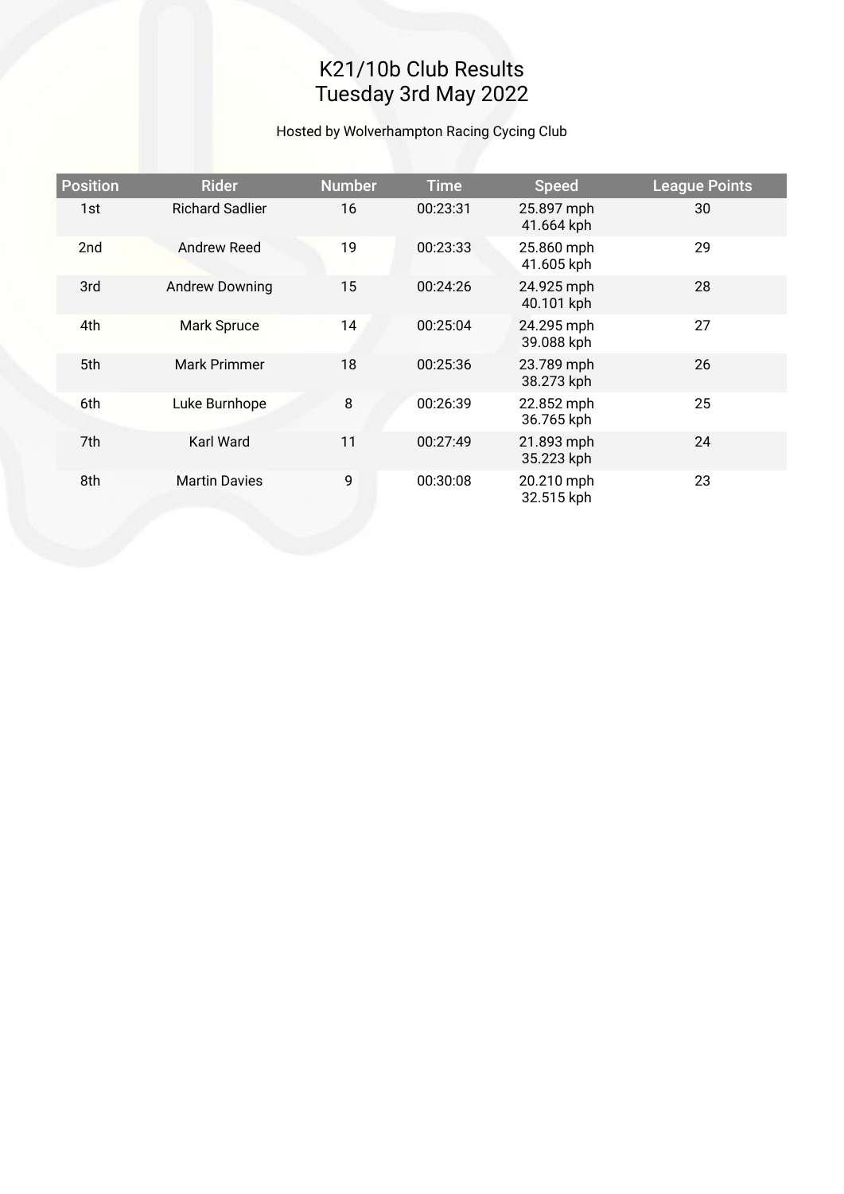# K21/10b Club Results
# Tuesday 3rd May 2022

Hosted by Wolverhampton Racing Cycing Club

| Position | Rider | Number | Time | Speed | League Points |
|---|---|---|---|---|---|
| 1st | Richard Sadlier | 16 | 00:23:31 | 25.897 mph 41.664 kph | 30 |
| 2nd | Andrew Reed | 19 | 00:23:33 | 25.860 mph 41.605 kph | 29 |
| 3rd | Andrew Downing | 15 | 00:24:26 | 24.925 mph 40.101 kph | 28 |
| 4th | Mark Spruce | 14 | 00:25:04 | 24.295 mph 39.088 kph | 27 |
| 5th | Mark Primmer | 18 | 00:25:36 | 23.789 mph 38.273 kph | 26 |
| 6th | Luke Burnhope | 8 | 00:26:39 | 22.852 mph 36.765 kph | 25 |
| 7th | Karl Ward | 11 | 00:27:49 | 21.893 mph 35.223 kph | 24 |
| 8th | Martin Davies | 9 | 00:30:08 | 20.210 mph 32.515 kph | 23 |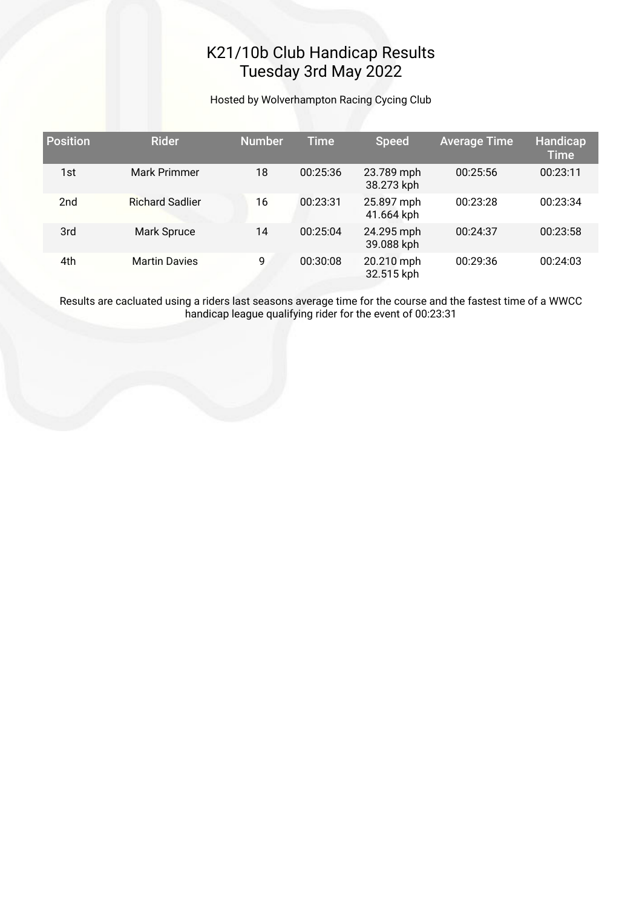# K21/10b Club Handicap Results
# Tuesday 3rd May 2022

Hosted by Wolverhampton Racing Cycing Club

| Position | Rider | Number | Time | Speed | Average Time | Handicap Time |
|---|---|---|---|---|---|---|
| 1st | Mark Primmer | 18 | 00:25:36 | 23.789 mph 38.273 kph | 00:25:56 | 00:23:11 |
| 2nd | Richard Sadlier | 16 | 00:23:31 | 25.897 mph 41.664 kph | 00:23:28 | 00:23:34 |
| 3rd | Mark Spruce | 14 | 00:25:04 | 24.295 mph 39.088 kph | 00:24:37 | 00:23:58 |
| 4th | Martin Davies | 9 | 00:30:08 | 20.210 mph 32.515 kph | 00:29:36 | 00:24:03 |

Results are cacluated using a riders last seasons average time for the course and the fastest time of a WWCC handicap league qualifying rider for the event of 00:23:31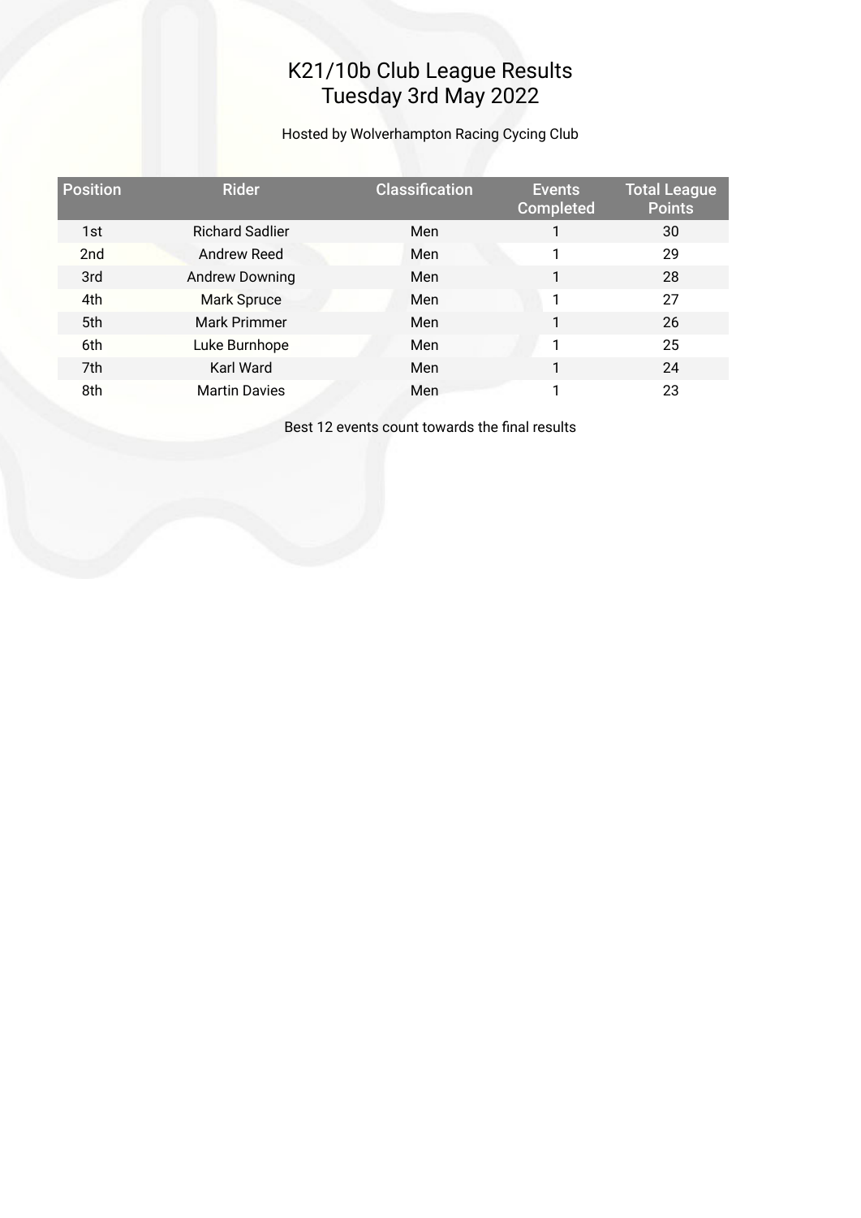# K21/10b Club League Results
# Tuesday 3rd May 2022

Hosted by Wolverhampton Racing Cycing Club

| Position | Rider | Classification | Events Completed | Total League Points |
|---|---|---|---|---|
| 1st | Richard Sadlier | Men | 1 | 30 |
| 2nd | Andrew Reed | Men | 1 | 29 |
| 3rd | Andrew Downing | Men | 1 | 28 |
| 4th | Mark Spruce | Men | 1 | 27 |
| 5th | Mark Primmer | Men | 1 | 26 |
| 6th | Luke Burnhope | Men | 1 | 25 |
| 7th | Karl Ward | Men | 1 | 24 |
| 8th | Martin Davies | Men | 1 | 23 |

Best 12 events count towards the final results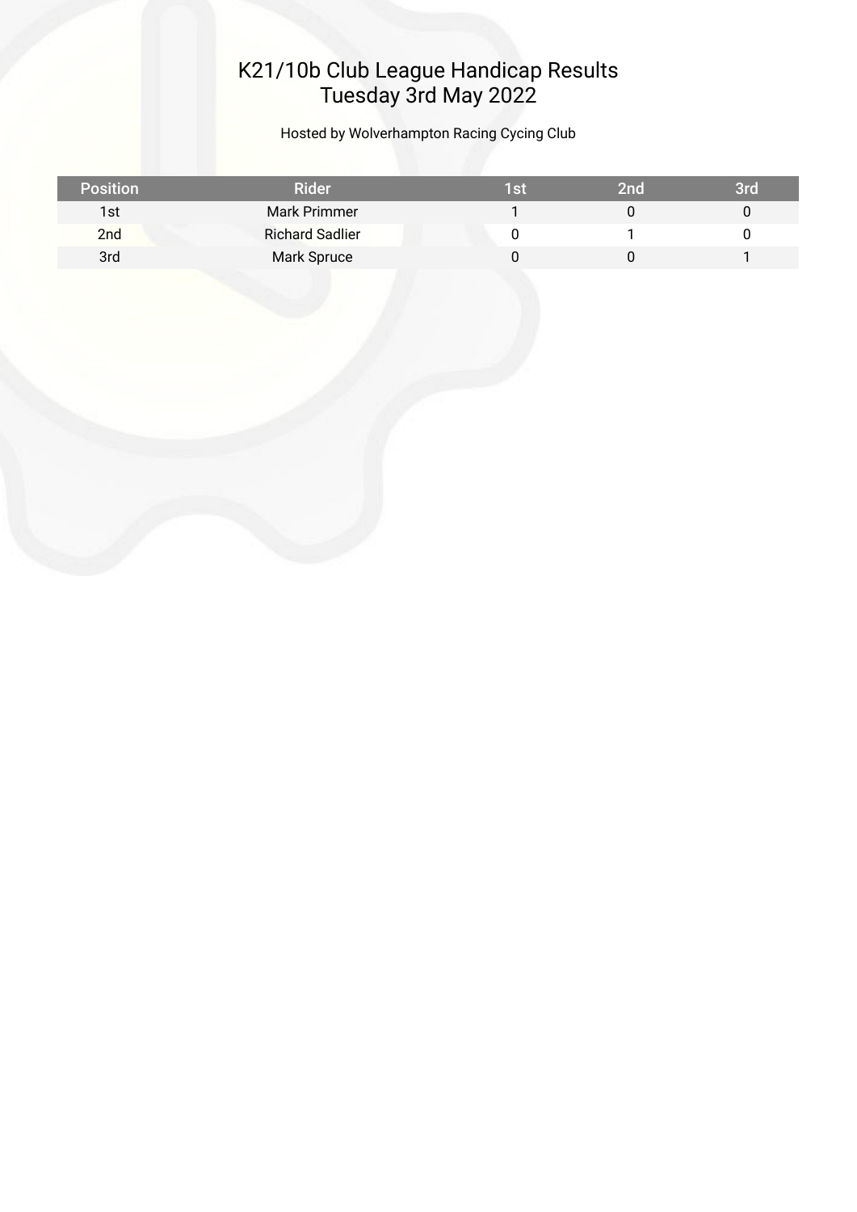# K21/10b Club League Handicap Results
## Tuesday 3rd May 2022

Hosted by Wolverhampton Racing Cycing Club

| Position | Rider | 1st | 2nd | 3rd |
|---|---|---|---|---|
| 1st | Mark Primmer | 1 | 0 | 0 |
| 2nd | Richard Sadlier | 0 | 1 | 0 |
| 3rd | Mark Spruce | 0 | 0 | 1 |